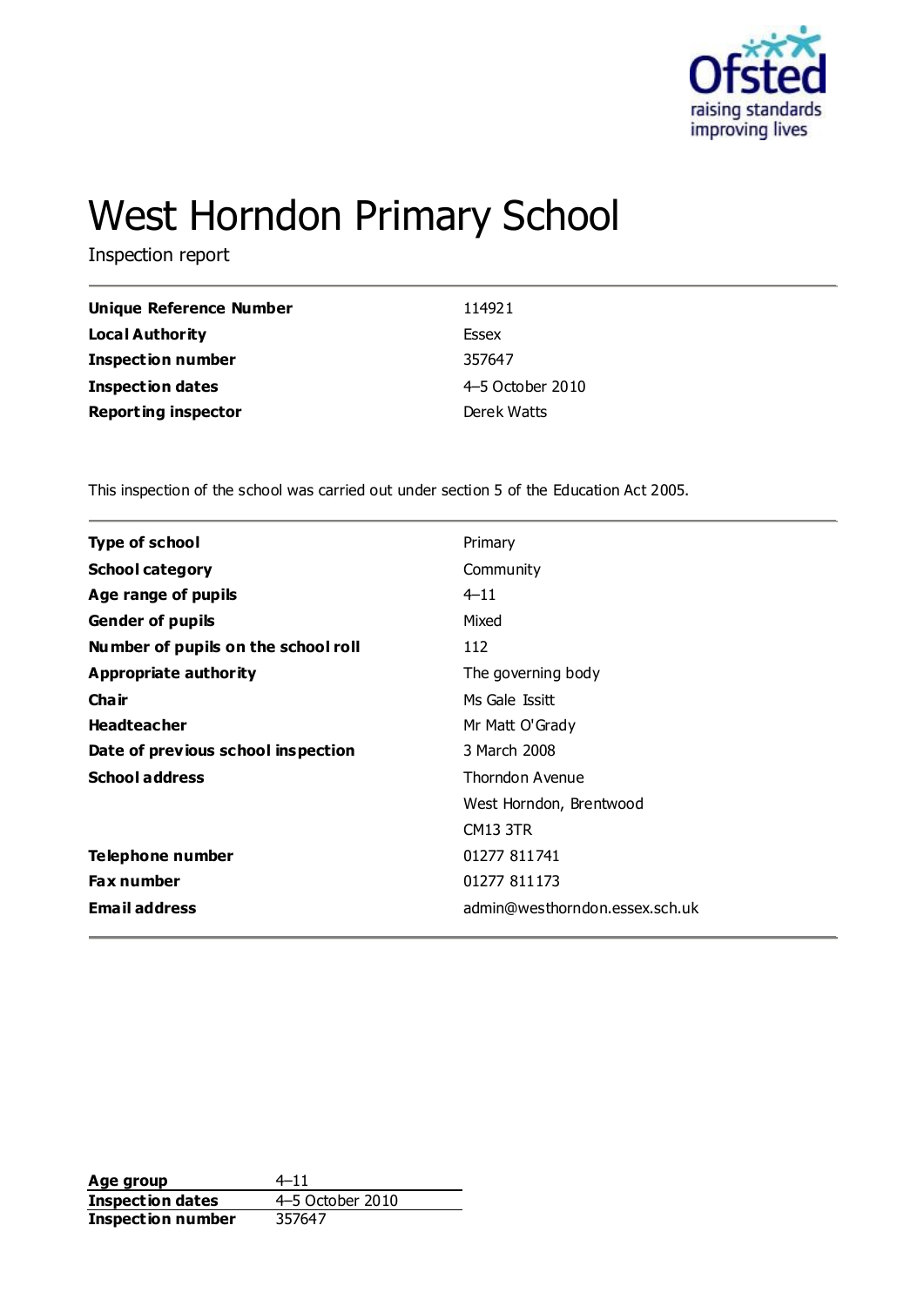# West Horndon Primary School

Inspection report

| | |
|---|---|
| **Unique Reference Number** | 114921 |
| **Local Authority** | Essex |
| **Inspection number** | 357647 |
| **Inspection dates** | 4–5 October 2010 |
| **Reporting inspector** | Derek Watts |

This inspection of the school was carried out under section 5 of the Education Act 2005.

| | |
|---|---|
| **Type of school** | Primary |
| **School category** | Community |
| **Age range of pupils** | 4–11 |
| **Gender of pupils** | Mixed |
| **Number of pupils on the school roll** | 112 |
| **Appropriate authority** | The governing body |
| **Chair** | Ms Gale Issitt |
| **Headteacher** | Mr Matt O'Grady |
| **Date of previous school inspection** | 3 March 2008 |
| **School address** | Thorndon Avenue<br>West Horndon, Brentwood<br>CM13 3TR |
| **Telephone number** | 01277 811741 |
| **Fax number** | 01277 811173 |
| **Email address** | admin@westhorndon.essex.sch.uk |

| | |
|---|---|
| **Age group** | 4–11 |
| **Inspection dates** | 4–5 October 2010 |
| **Inspection number** | 357647 |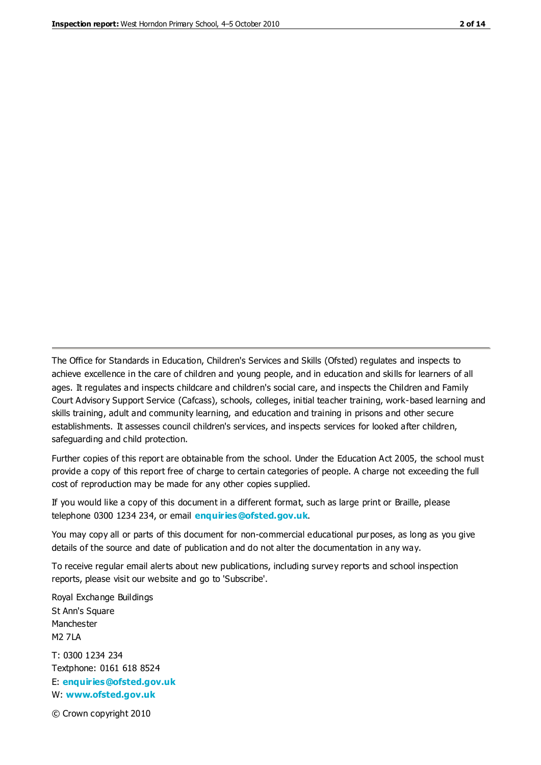The Office for Standards in Education, Children's Services and Skills (Ofsted) regulates and inspects to achieve excellence in the care of children and young people, and in education and skills for learners of all ages. It regulates and inspects childcare and children's social care, and inspects the Children and Family Court Advisory Support Service (Cafcass), schools, colleges, initial teacher training, work-based learning and skills training, adult and community learning, and education and training in prisons and other secure establishments. It assesses council children's services, and inspects services for looked after children, safeguarding and child protection.

Further copies of this report are obtainable from the school. Under the Education Act 2005, the school must provide a copy of this report free of charge to certain categories of people. A charge not exceeding the full cost of reproduction may be made for any other copies supplied.

If you would like a copy of this document in a different format, such as large print or Braille, please telephone 0300 1234 234, or email **enquiries@ofsted.gov.uk**.

You may copy all or parts of this document for non-commercial educational purposes, as long as you give details of the source and date of publication and do not alter the documentation in any way.

To receive regular email alerts about new publications, including survey reports and school inspection reports, please visit our website and go to 'Subscribe'.

Royal Exchange Buildings
St Ann's Square
Manchester
M2 7LA

T: 0300 1234 234
Textphone: 0161 618 8524
E: **enquiries@ofsted.gov.uk**
W: **www.ofsted.gov.uk**

© Crown copyright 2010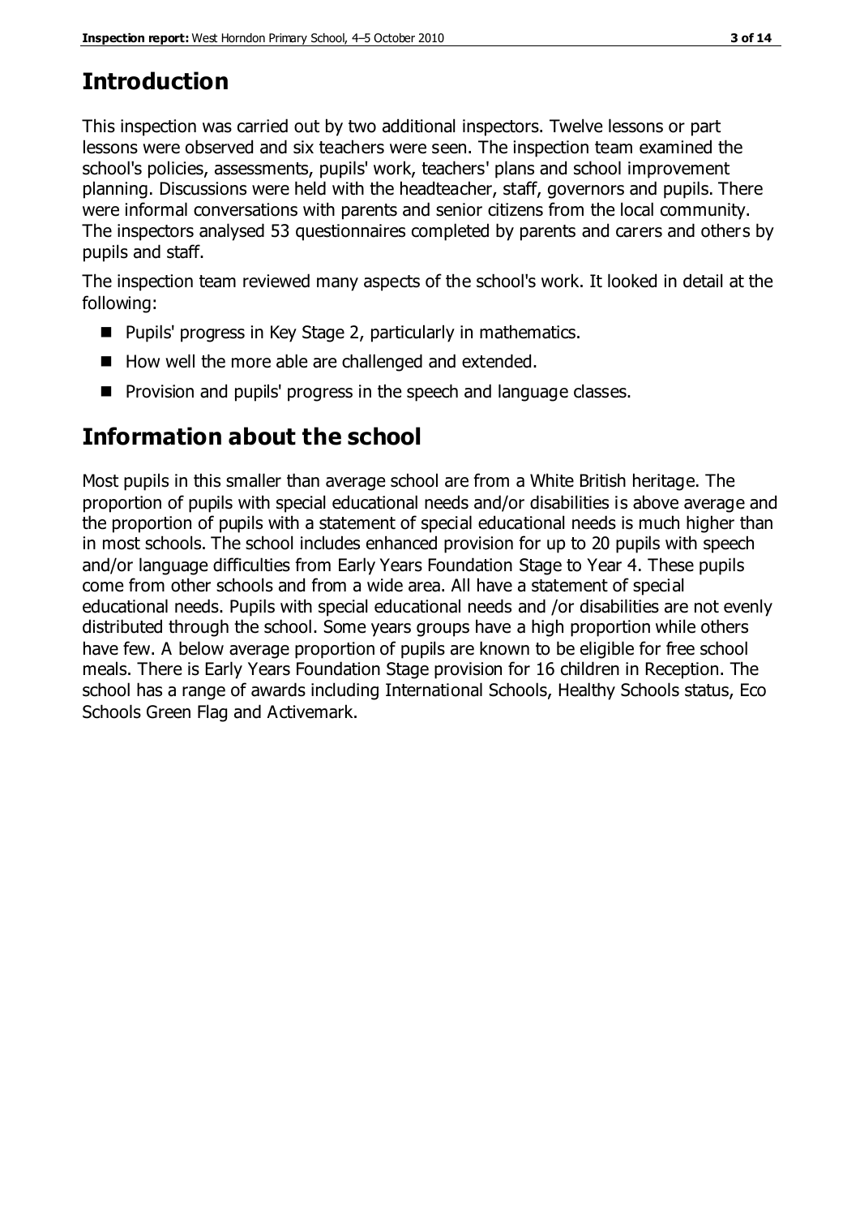# Introduction

This inspection was carried out by two additional inspectors. Twelve lessons or part lessons were observed and six teachers were seen. The inspection team examined the school's policies, assessments, pupils' work, teachers' plans and school improvement planning. Discussions were held with the headteacher, staff, governors and pupils. There were informal conversations with parents and senior citizens from the local community. The inspectors analysed 53 questionnaires completed by parents and carers and others by pupils and staff.

The inspection team reviewed many aspects of the school's work. It looked in detail at the following:

- Pupils' progress in Key Stage 2, particularly in mathematics.
- How well the more able are challenged and extended.
- Provision and pupils' progress in the speech and language classes.

# Information about the school

Most pupils in this smaller than average school are from a White British heritage. The proportion of pupils with special educational needs and/or disabilities is above average and the proportion of pupils with a statement of special educational needs is much higher than in most schools. The school includes enhanced provision for up to 20 pupils with speech and/or language difficulties from Early Years Foundation Stage to Year 4. These pupils come from other schools and from a wide area. All have a statement of special educational needs. Pupils with special educational needs and /or disabilities are not evenly distributed through the school. Some years groups have a high proportion while others have few. A below average proportion of pupils are known to be eligible for free school meals. There is Early Years Foundation Stage provision for 16 children in Reception. The school has a range of awards including International Schools, Healthy Schools status, Eco Schools Green Flag and Activemark.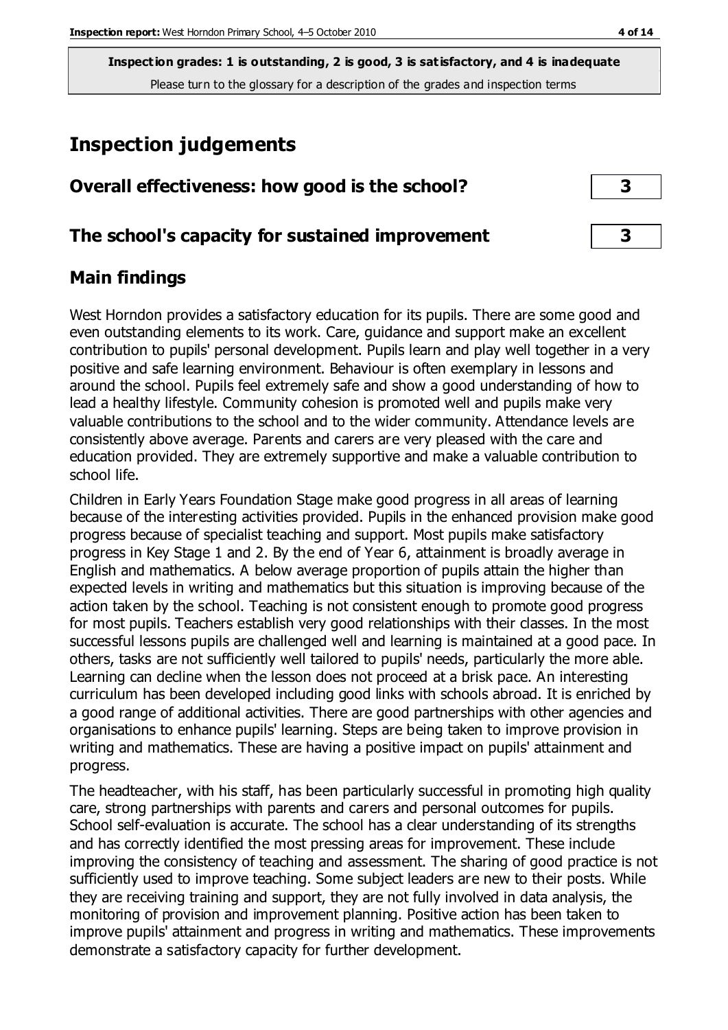**Inspection grades: 1 is outstanding, 2 is good, 3 is satisfactory, and 4 is inadequate**
Please turn to the glossary for a description of the grades and inspection terms

# Inspection judgements

| Overall effectiveness: how good is the school? | 3 |
|---|---|
| **The school's capacity for sustained improvement** | **3** |

## Main findings

West Horndon provides a satisfactory education for its pupils. There are some good and even outstanding elements to its work. Care, guidance and support make an excellent contribution to pupils' personal development. Pupils learn and play well together in a very positive and safe learning environment. Behaviour is often exemplary in lessons and around the school. Pupils feel extremely safe and show a good understanding of how to lead a healthy lifestyle. Community cohesion is promoted well and pupils make very valuable contributions to the school and to the wider community. Attendance levels are consistently above average. Parents and carers are very pleased with the care and education provided. They are extremely supportive and make a valuable contribution to school life.

Children in Early Years Foundation Stage make good progress in all areas of learning because of the interesting activities provided. Pupils in the enhanced provision make good progress because of specialist teaching and support. Most pupils make satisfactory progress in Key Stage 1 and 2. By the end of Year 6, attainment is broadly average in English and mathematics. A below average proportion of pupils attain the higher than expected levels in writing and mathematics but this situation is improving because of the action taken by the school. Teaching is not consistent enough to promote good progress for most pupils. Teachers establish very good relationships with their classes. In the most successful lessons pupils are challenged well and learning is maintained at a good pace. In others, tasks are not sufficiently well tailored to pupils' needs, particularly the more able. Learning can decline when the lesson does not proceed at a brisk pace. An interesting curriculum has been developed including good links with schools abroad. It is enriched by a good range of additional activities. There are good partnerships with other agencies and organisations to enhance pupils' learning. Steps are being taken to improve provision in writing and mathematics. These are having a positive impact on pupils' attainment and progress.

The headteacher, with his staff, has been particularly successful in promoting high quality care, strong partnerships with parents and carers and personal outcomes for pupils. School self-evaluation is accurate. The school has a clear understanding of its strengths and has correctly identified the most pressing areas for improvement. These include improving the consistency of teaching and assessment. The sharing of good practice is not sufficiently used to improve teaching. Some subject leaders are new to their posts. While they are receiving training and support, they are not fully involved in data analysis, the monitoring of provision and improvement planning. Positive action has been taken to improve pupils' attainment and progress in writing and mathematics. These improvements demonstrate a satisfactory capacity for further development.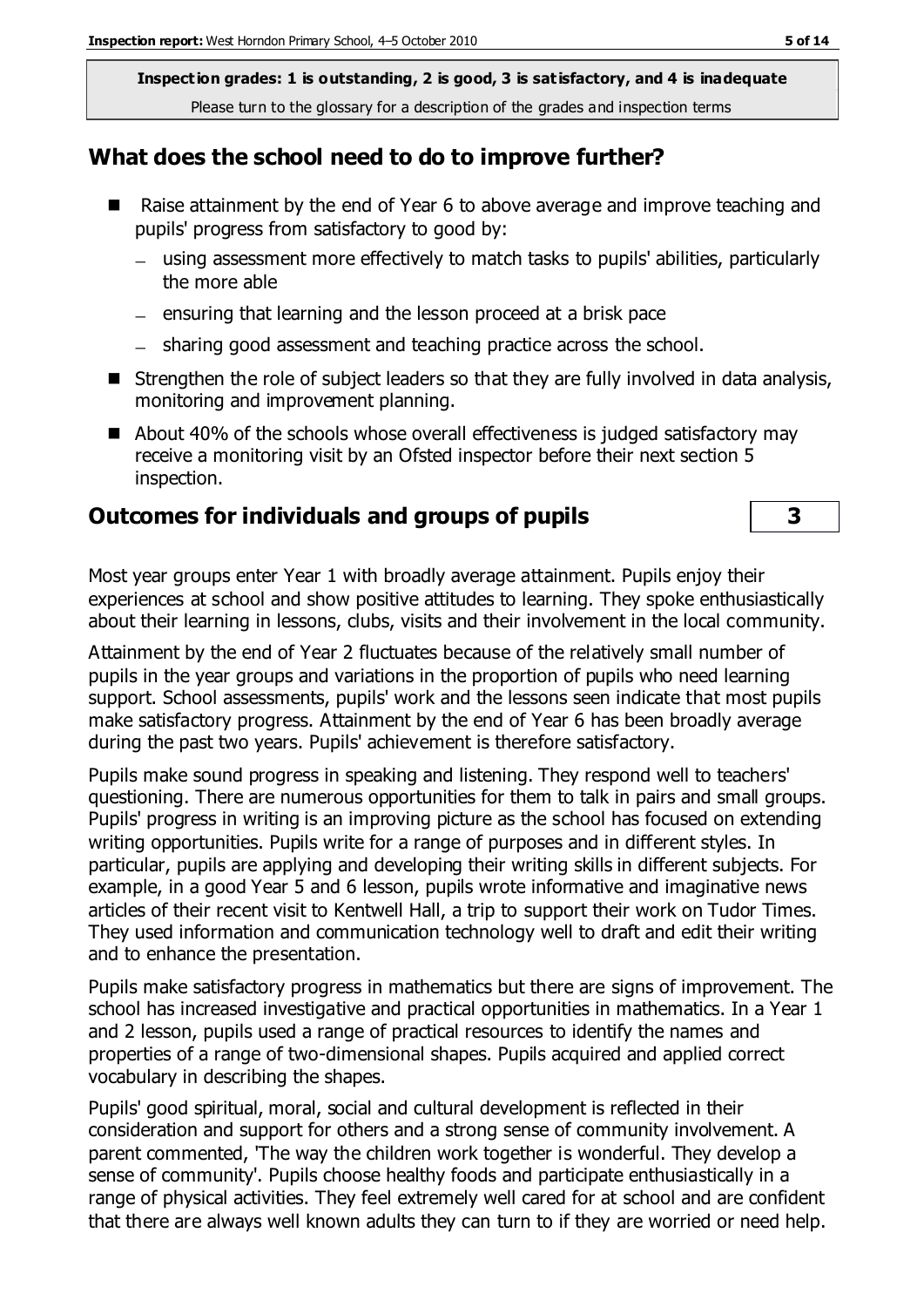**Inspection grades: 1 is outstanding, 2 is good, 3 is satisfactory, and 4 is inadequate**
Please turn to the glossary for a description of the grades and inspection terms

## What does the school need to do to improve further?

- Raise attainment by the end of Year 6 to above average and improve teaching and pupils' progress from satisfactory to good by:
  - using assessment more effectively to match tasks to pupils' abilities, particularly the more able
  - ensuring that learning and the lesson proceed at a brisk pace
  - sharing good assessment and teaching practice across the school.
- Strengthen the role of subject leaders so that they are fully involved in data analysis, monitoring and improvement planning.
- About 40% of the schools whose overall effectiveness is judged satisfactory may receive a monitoring visit by an Ofsted inspector before their next section 5 inspection.

## Outcomes for individuals and groups of pupils | 3

Most year groups enter Year 1 with broadly average attainment. Pupils enjoy their experiences at school and show positive attitudes to learning. They spoke enthusiastically about their learning in lessons, clubs, visits and their involvement in the local community.

Attainment by the end of Year 2 fluctuates because of the relatively small number of pupils in the year groups and variations in the proportion of pupils who need learning support. School assessments, pupils' work and the lessons seen indicate that most pupils make satisfactory progress. Attainment by the end of Year 6 has been broadly average during the past two years. Pupils' achievement is therefore satisfactory.

Pupils make sound progress in speaking and listening. They respond well to teachers' questioning. There are numerous opportunities for them to talk in pairs and small groups. Pupils' progress in writing is an improving picture as the school has focused on extending writing opportunities. Pupils write for a range of purposes and in different styles. In particular, pupils are applying and developing their writing skills in different subjects. For example, in a good Year 5 and 6 lesson, pupils wrote informative and imaginative news articles of their recent visit to Kentwell Hall, a trip to support their work on Tudor Times. They used information and communication technology well to draft and edit their writing and to enhance the presentation.

Pupils make satisfactory progress in mathematics but there are signs of improvement. The school has increased investigative and practical opportunities in mathematics. In a Year 1 and 2 lesson, pupils used a range of practical resources to identify the names and properties of a range of two-dimensional shapes. Pupils acquired and applied correct vocabulary in describing the shapes.

Pupils' good spiritual, moral, social and cultural development is reflected in their consideration and support for others and a strong sense of community involvement. A parent commented, 'The way the children work together is wonderful. They develop a sense of community'. Pupils choose healthy foods and participate enthusiastically in a range of physical activities. They feel extremely well cared for at school and are confident that there are always well known adults they can turn to if they are worried or need help.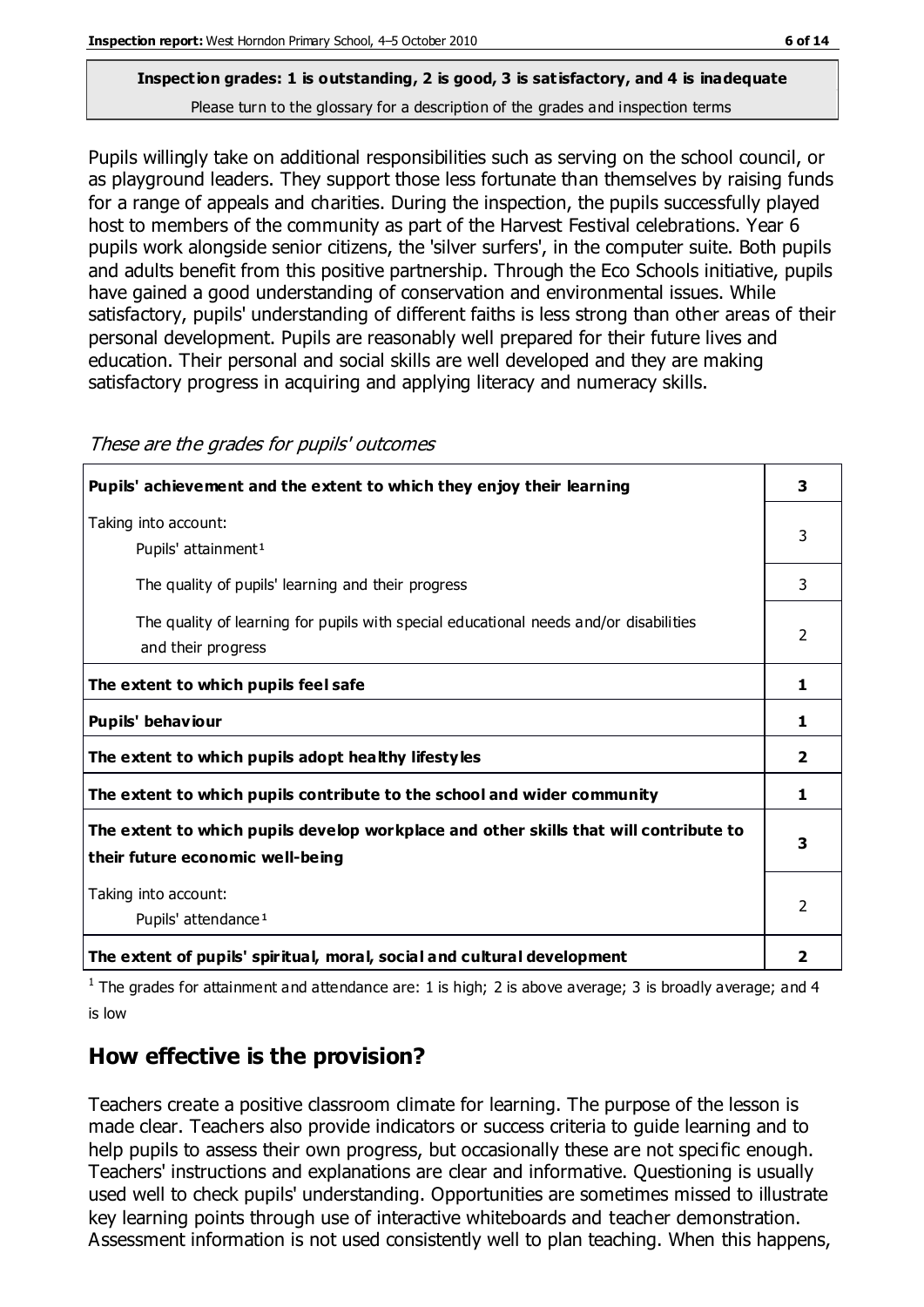**Inspection grades: 1 is outstanding, 2 is good, 3 is satisfactory, and 4 is inadequate**
Please turn to the glossary for a description of the grades and inspection terms

Pupils willingly take on additional responsibilities such as serving on the school council, or as playground leaders. They support those less fortunate than themselves by raising funds for a range of appeals and charities. During the inspection, the pupils successfully played host to members of the community as part of the Harvest Festival celebrations. Year 6 pupils work alongside senior citizens, the 'silver surfers', in the computer suite. Both pupils and adults benefit from this positive partnership. Through the Eco Schools initiative, pupils have gained a good understanding of conservation and environmental issues. While satisfactory, pupils' understanding of different faiths is less strong than other areas of their personal development. Pupils are reasonably well prepared for their future lives and education. Their personal and social skills are well developed and they are making satisfactory progress in acquiring and applying literacy and numeracy skills.

*These are the grades for pupils' outcomes*

| | |
|---|---|
| **Pupils' achievement and the extent to which they enjoy their learning** | **3** |
| Taking into account: Pupils' attainment[1] | 3 |
| The quality of pupils' learning and their progress | 3 |
| The quality of learning for pupils with special educational needs and/or disabilities and their progress | 2 |
| **The extent to which pupils feel safe** | **1** |
| **Pupils' behaviour** | **1** |
| **The extent to which pupils adopt healthy lifestyles** | **2** |
| **The extent to which pupils contribute to the school and wider community** | **1** |
| **The extent to which pupils develop workplace and other skills that will contribute to their future economic well-being** | **3** |
| Taking into account: Pupils' attendance[1] | 2 |
| **The extent of pupils' spiritual, moral, social and cultural development** | **2** |

[1] The grades for attainment and attendance are: 1 is high; 2 is above average; 3 is broadly average; and 4 is low

## How effective is the provision?

Teachers create a positive classroom climate for learning. The purpose of the lesson is made clear. Teachers also provide indicators or success criteria to guide learning and to help pupils to assess their own progress, but occasionally these are not specific enough. Teachers' instructions and explanations are clear and informative. Questioning is usually used well to check pupils' understanding. Opportunities are sometimes missed to illustrate key learning points through use of interactive whiteboards and teacher demonstration. Assessment information is not used consistently well to plan teaching. When this happens,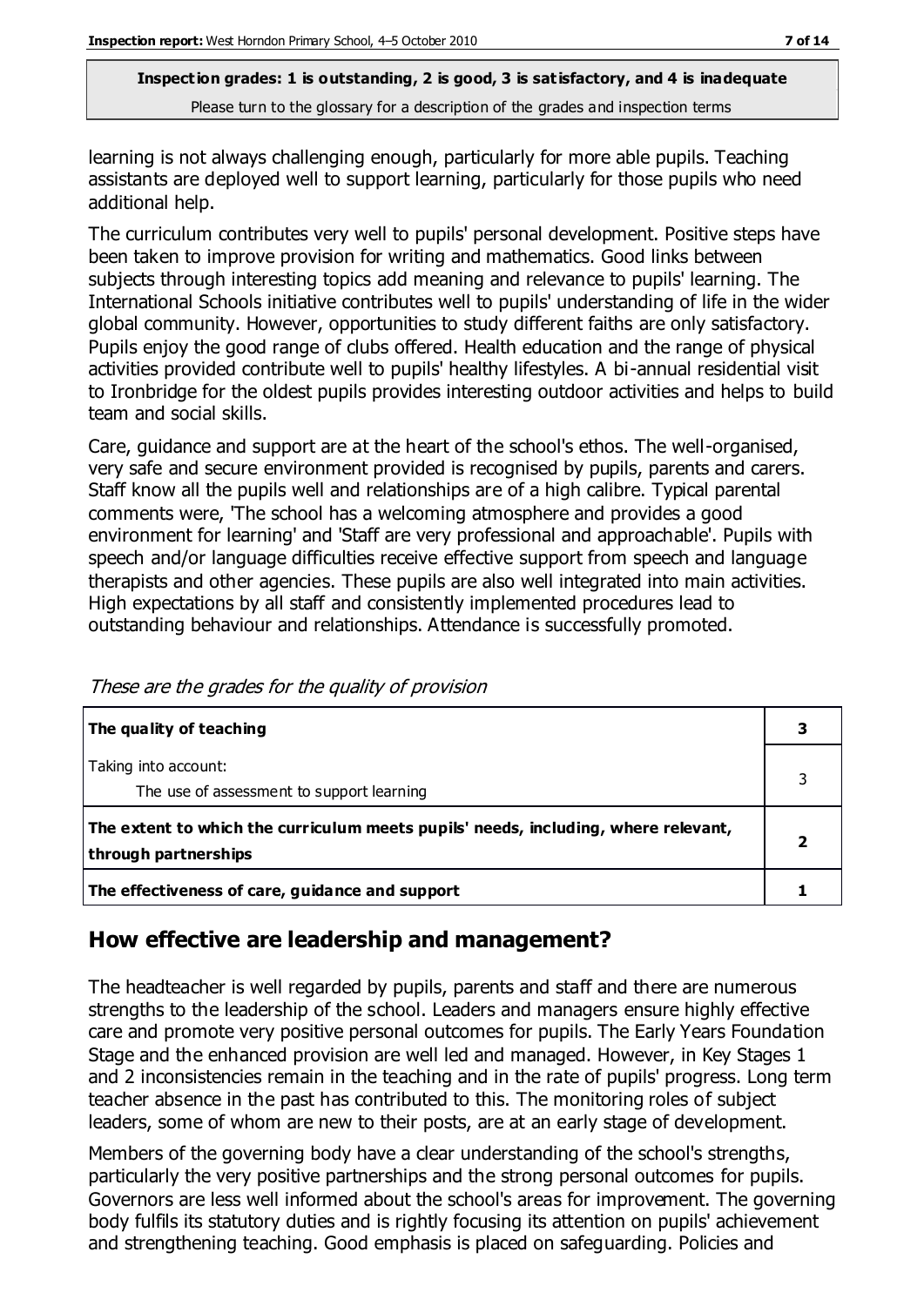learning is not always challenging enough, particularly for more able pupils. Teaching assistants are deployed well to support learning, particularly for those pupils who need additional help.

The curriculum contributes very well to pupils' personal development. Positive steps have been taken to improve provision for writing and mathematics. Good links between subjects through interesting topics add meaning and relevance to pupils' learning. The International Schools initiative contributes well to pupils' understanding of life in the wider global community. However, opportunities to study different faiths are only satisfactory. Pupils enjoy the good range of clubs offered. Health education and the range of physical activities provided contribute well to pupils' healthy lifestyles. A bi-annual residential visit to Ironbridge for the oldest pupils provides interesting outdoor activities and helps to build team and social skills.

Care, guidance and support are at the heart of the school's ethos. The well-organised, very safe and secure environment provided is recognised by pupils, parents and carers. Staff know all the pupils well and relationships are of a high calibre. Typical parental comments were, 'The school has a welcoming atmosphere and provides a good environment for learning' and 'Staff are very professional and approachable'. Pupils with speech and/or language difficulties receive effective support from speech and language therapists and other agencies. These pupils are also well integrated into main activities. High expectations by all staff and consistently implemented procedures lead to outstanding behaviour and relationships. Attendance is successfully promoted.

*These are the grades for the quality of provision*

| | |
|---|---|
| **The quality of teaching** | **3** |
| Taking into account:<br>The use of assessment to support learning | 3 |
| **The extent to which the curriculum meets pupils' needs, including, where relevant, through partnerships** | **2** |
| **The effectiveness of care, guidance and support** | **1** |

## How effective are leadership and management?

The headteacher is well regarded by pupils, parents and staff and there are numerous strengths to the leadership of the school. Leaders and managers ensure highly effective care and promote very positive personal outcomes for pupils. The Early Years Foundation Stage and the enhanced provision are well led and managed. However, in Key Stages 1 and 2 inconsistencies remain in the teaching and in the rate of pupils' progress. Long term teacher absence in the past has contributed to this. The monitoring roles of subject leaders, some of whom are new to their posts, are at an early stage of development.

Members of the governing body have a clear understanding of the school's strengths, particularly the very positive partnerships and the strong personal outcomes for pupils. Governors are less well informed about the school's areas for improvement. The governing body fulfils its statutory duties and is rightly focusing its attention on pupils' achievement and strengthening teaching. Good emphasis is placed on safeguarding. Policies and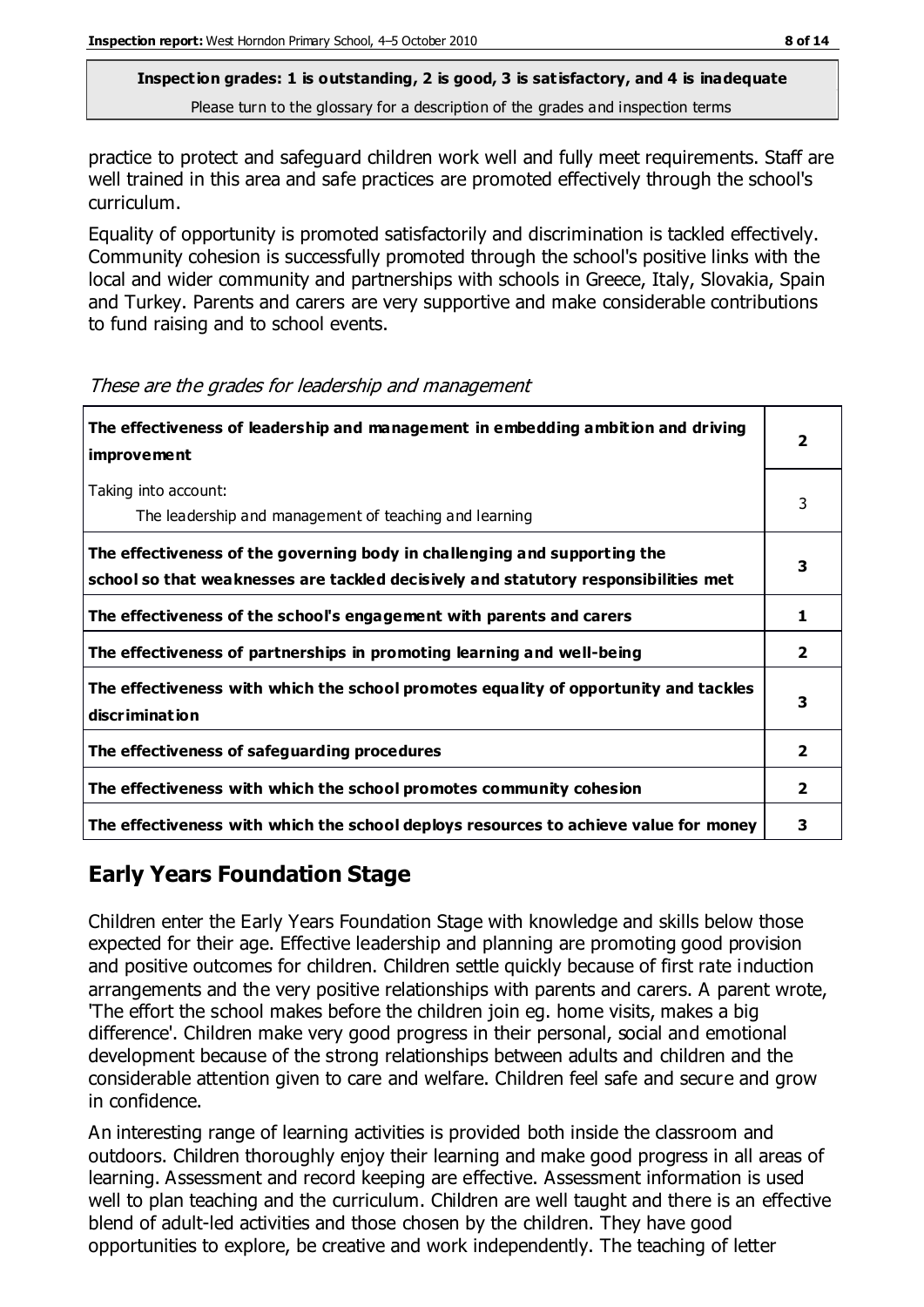**Inspection grades: 1 is outstanding, 2 is good, 3 is satisfactory, and 4 is inadequate**
Please turn to the glossary for a description of the grades and inspection terms

practice to protect and safeguard children work well and fully meet requirements. Staff are well trained in this area and safe practices are promoted effectively through the school's curriculum.

Equality of opportunity is promoted satisfactorily and discrimination is tackled effectively. Community cohesion is successfully promoted through the school's positive links with the local and wider community and partnerships with schools in Greece, Italy, Slovakia, Spain and Turkey. Parents and carers are very supportive and make considerable contributions to fund raising and to school events.

*These are the grades for leadership and management*

| | |
|---|---|
| **The effectiveness of leadership and management in embedding ambition and driving improvement** | **2** |
| Taking into account: The leadership and management of teaching and learning | 3 |
| **The effectiveness of the governing body in challenging and supporting the school so that weaknesses are tackled decisively and statutory responsibilities met** | **3** |
| **The effectiveness of the school's engagement with parents and carers** | **1** |
| **The effectiveness of partnerships in promoting learning and well-being** | **2** |
| **The effectiveness with which the school promotes equality of opportunity and tackles discrimination** | **3** |
| **The effectiveness of safeguarding procedures** | **2** |
| **The effectiveness with which the school promotes community cohesion** | **2** |
| **The effectiveness with which the school deploys resources to achieve value for money** | **3** |

## Early Years Foundation Stage

Children enter the Early Years Foundation Stage with knowledge and skills below those expected for their age. Effective leadership and planning are promoting good provision and positive outcomes for children. Children settle quickly because of first rate induction arrangements and the very positive relationships with parents and carers. A parent wrote, 'The effort the school makes before the children join eg. home visits, makes a big difference'. Children make very good progress in their personal, social and emotional development because of the strong relationships between adults and children and the considerable attention given to care and welfare. Children feel safe and secure and grow in confidence.

An interesting range of learning activities is provided both inside the classroom and outdoors. Children thoroughly enjoy their learning and make good progress in all areas of learning. Assessment and record keeping are effective. Assessment information is used well to plan teaching and the curriculum. Children are well taught and there is an effective blend of adult-led activities and those chosen by the children. They have good opportunities to explore, be creative and work independently. The teaching of letter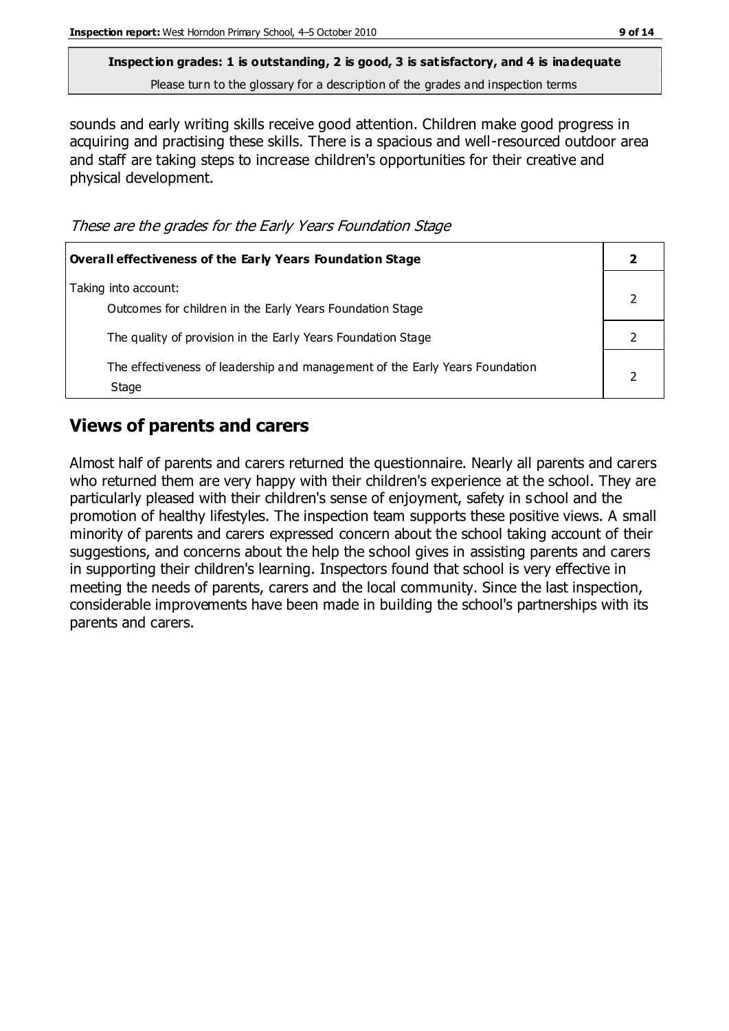**Inspection grades: 1 is outstanding, 2 is good, 3 is satisfactory, and 4 is inadequate**
Please turn to the glossary for a description of the grades and inspection terms

sounds and early writing skills receive good attention. Children make good progress in acquiring and practising these skills. There is a spacious and well-resourced outdoor area and staff are taking steps to increase children's opportunities for their creative and physical development.

*These are the grades for the Early Years Foundation Stage*

| **Overall effectiveness of the Early Years Foundation Stage** | **2** |
|---|---|
| Taking into account: Outcomes for children in the Early Years Foundation Stage | 2 |
| The quality of provision in the Early Years Foundation Stage | 2 |
| The effectiveness of leadership and management of the Early Years Foundation Stage | 2 |

## Views of parents and carers

Almost half of parents and carers returned the questionnaire. Nearly all parents and carers who returned them are very happy with their children's experience at the school. They are particularly pleased with their children's sense of enjoyment, safety in school and the promotion of healthy lifestyles. The inspection team supports these positive views. A small minority of parents and carers expressed concern about the school taking account of their suggestions, and concerns about the help the school gives in assisting parents and carers in supporting their children's learning. Inspectors found that school is very effective in meeting the needs of parents, carers and the local community. Since the last inspection, considerable improvements have been made in building the school's partnerships with its parents and carers.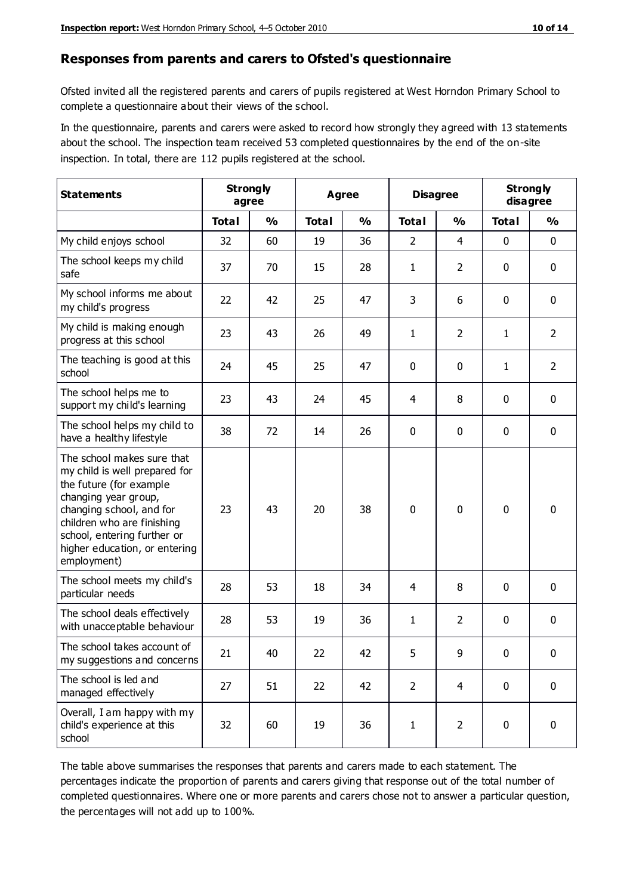## Responses from parents and carers to Ofsted's questionnaire

Ofsted invited all the registered parents and carers of pupils registered at West Horndon Primary School to complete a questionnaire about their views of the school.

In the questionnaire, parents and carers were asked to record how strongly they agreed with 13 statements about the school. The inspection team received 53 completed questionnaires by the end of the on-site inspection. In total, there are 112 pupils registered at the school.

| Statements | Strongly agree | | Agree | | Disagree | | Strongly disagree | |
|---|---|---|---|---|---|---|---|---|
| | Total | % | Total | % | Total | % | Total | % |
| My child enjoys school | 32 | 60 | 19 | 36 | 2 | 4 | 0 | 0 |
| The school keeps my child safe | 37 | 70 | 15 | 28 | 1 | 2 | 0 | 0 |
| My school informs me about my child's progress | 22 | 42 | 25 | 47 | 3 | 6 | 0 | 0 |
| My child is making enough progress at this school | 23 | 43 | 26 | 49 | 1 | 2 | 1 | 2 |
| The teaching is good at this school | 24 | 45 | 25 | 47 | 0 | 0 | 1 | 2 |
| The school helps me to support my child's learning | 23 | 43 | 24 | 45 | 4 | 8 | 0 | 0 |
| The school helps my child to have a healthy lifestyle | 38 | 72 | 14 | 26 | 0 | 0 | 0 | 0 |
| The school makes sure that my child is well prepared for the future (for example changing year group, changing school, and for children who are finishing school, entering further or higher education, or entering employment) | 23 | 43 | 20 | 38 | 0 | 0 | 0 | 0 |
| The school meets my child's particular needs | 28 | 53 | 18 | 34 | 4 | 8 | 0 | 0 |
| The school deals effectively with unacceptable behaviour | 28 | 53 | 19 | 36 | 1 | 2 | 0 | 0 |
| The school takes account of my suggestions and concerns | 21 | 40 | 22 | 42 | 5 | 9 | 0 | 0 |
| The school is led and managed effectively | 27 | 51 | 22 | 42 | 2 | 4 | 0 | 0 |
| Overall, I am happy with my child's experience at this school | 32 | 60 | 19 | 36 | 1 | 2 | 0 | 0 |

The table above summarises the responses that parents and carers made to each statement. The percentages indicate the proportion of parents and carers giving that response out of the total number of completed questionnaires. Where one or more parents and carers chose not to answer a particular question, the percentages will not add up to 100%.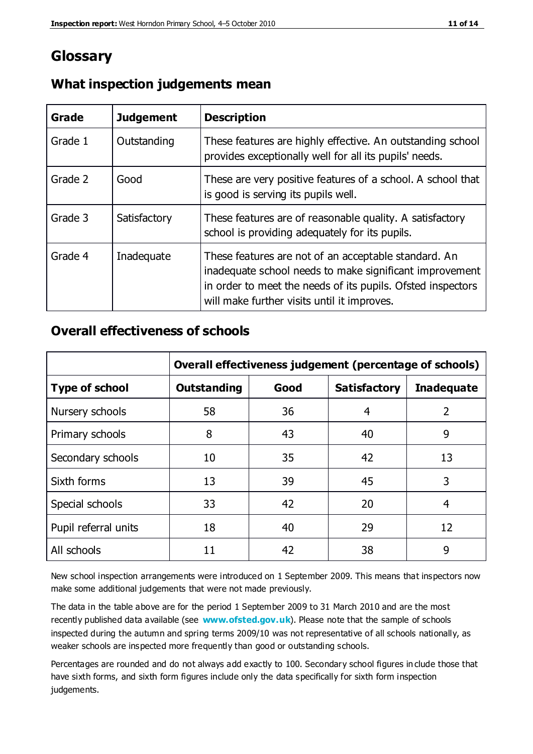# Glossary

## What inspection judgements mean

| Grade | Judgement | Description |
|---|---|---|
| Grade 1 | Outstanding | These features are highly effective. An outstanding school provides exceptionally well for all its pupils' needs. |
| Grade 2 | Good | These are very positive features of a school. A school that is good is serving its pupils well. |
| Grade 3 | Satisfactory | These features are of reasonable quality. A satisfactory school is providing adequately for its pupils. |
| Grade 4 | Inadequate | These features are not of an acceptable standard. An inadequate school needs to make significant improvement in order to meet the needs of its pupils. Ofsted inspectors will make further visits until it improves. |

## Overall effectiveness of schools

| | **Overall effectiveness judgement (percentage of schools)** | | | |
|---|---|---|---|---|
| **Type of school** | **Outstanding** | **Good** | **Satisfactory** | **Inadequate** |
| Nursery schools | 58 | 36 | 4 | 2 |
| Primary schools | 8 | 43 | 40 | 9 |
| Secondary schools | 10 | 35 | 42 | 13 |
| Sixth forms | 13 | 39 | 45 | 3 |
| Special schools | 33 | 42 | 20 | 4 |
| Pupil referral units | 18 | 40 | 29 | 12 |
| All schools | 11 | 42 | 38 | 9 |

New school inspection arrangements were introduced on 1 September 2009. This means that inspectors now make some additional judgements that were not made previously.

The data in the table above are for the period 1 September 2009 to 31 March 2010 and are the most recently published data available (see **www.ofsted.gov.uk**). Please note that the sample of schools inspected during the autumn and spring terms 2009/10 was not representative of all schools nationally, as weaker schools are inspected more frequently than good or outstanding schools.

Percentages are rounded and do not always add exactly to 100. Secondary school figures include those that have sixth forms, and sixth form figures include only the data specifically for sixth form inspection judgements.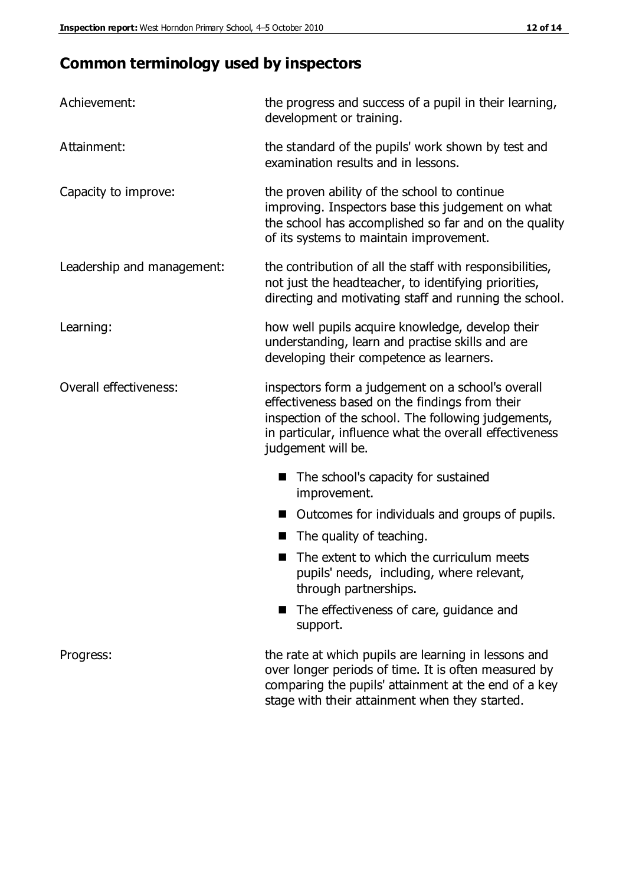## Common terminology used by inspectors

| | |
|---|---|
| Achievement: | the progress and success of a pupil in their learning, development or training. |
| Attainment: | the standard of the pupils' work shown by test and examination results and in lessons. |
| Capacity to improve: | the proven ability of the school to continue improving. Inspectors base this judgement on what the school has accomplished so far and on the quality of its systems to maintain improvement. |
| Leadership and management: | the contribution of all the staff with responsibilities, not just the headteacher, to identifying priorities, directing and motivating staff and running the school. |
| Learning: | how well pupils acquire knowledge, develop their understanding, learn and practise skills and are developing their competence as learners. |
| Overall effectiveness: | inspectors form a judgement on a school's overall effectiveness based on the findings from their inspection of the school. The following judgements, in particular, influence what the overall effectiveness judgement will be. <br>■ The school's capacity for sustained improvement. <br>■ Outcomes for individuals and groups of pupils. <br>■ The quality of teaching. <br>■ The extent to which the curriculum meets pupils' needs, including, where relevant, through partnerships. <br>■ The effectiveness of care, guidance and support. |
| Progress: | the rate at which pupils are learning in lessons and over longer periods of time. It is often measured by comparing the pupils' attainment at the end of a key stage with their attainment when they started. |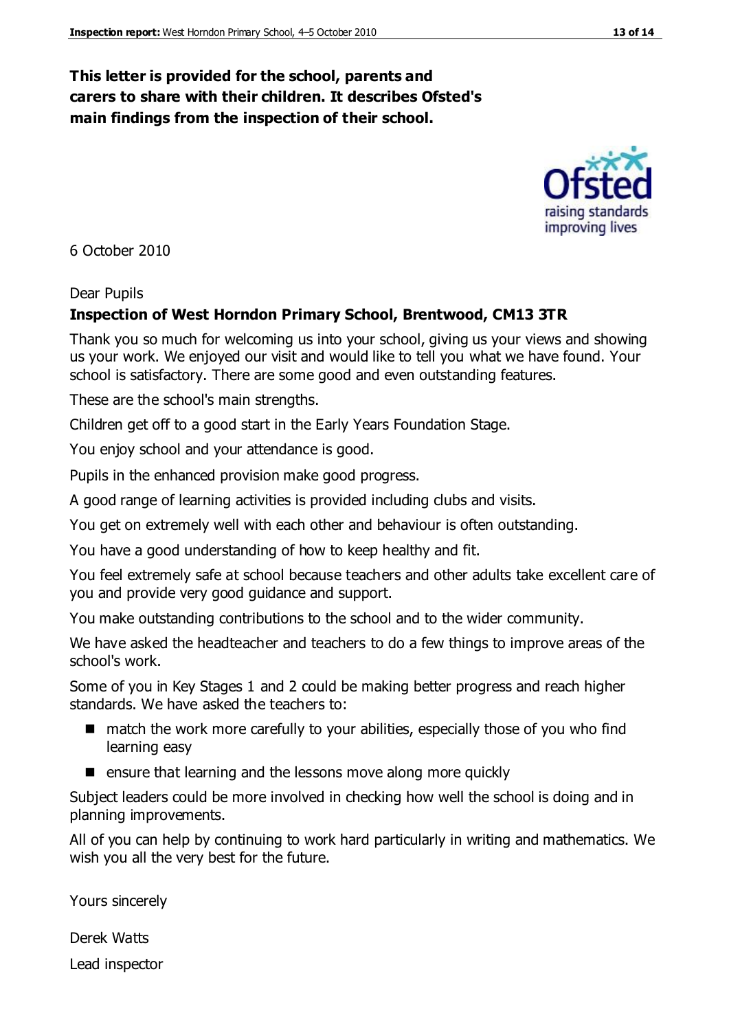**This letter is provided for the school, parents and carers to share with their children. It describes Ofsted's main findings from the inspection of their school.**

6 October 2010

Dear Pupils

**Inspection of West Horndon Primary School, Brentwood, CM13 3TR**

Thank you so much for welcoming us into your school, giving us your views and showing us your work. We enjoyed our visit and would like to tell you what we have found. Your school is satisfactory. There are some good and even outstanding features.

These are the school's main strengths.

Children get off to a good start in the Early Years Foundation Stage.

You enjoy school and your attendance is good.

Pupils in the enhanced provision make good progress.

A good range of learning activities is provided including clubs and visits.

You get on extremely well with each other and behaviour is often outstanding.

You have a good understanding of how to keep healthy and fit.

You feel extremely safe at school because teachers and other adults take excellent care of you and provide very good guidance and support.

You make outstanding contributions to the school and to the wider community.

We have asked the headteacher and teachers to do a few things to improve areas of the school's work.

Some of you in Key Stages 1 and 2 could be making better progress and reach higher standards. We have asked the teachers to:

- match the work more carefully to your abilities, especially those of you who find learning easy
- ensure that learning and the lessons move along more quickly

Subject leaders could be more involved in checking how well the school is doing and in planning improvements.

All of you can help by continuing to work hard particularly in writing and mathematics. We wish you all the very best for the future.

Yours sincerely

Derek Watts

Lead inspector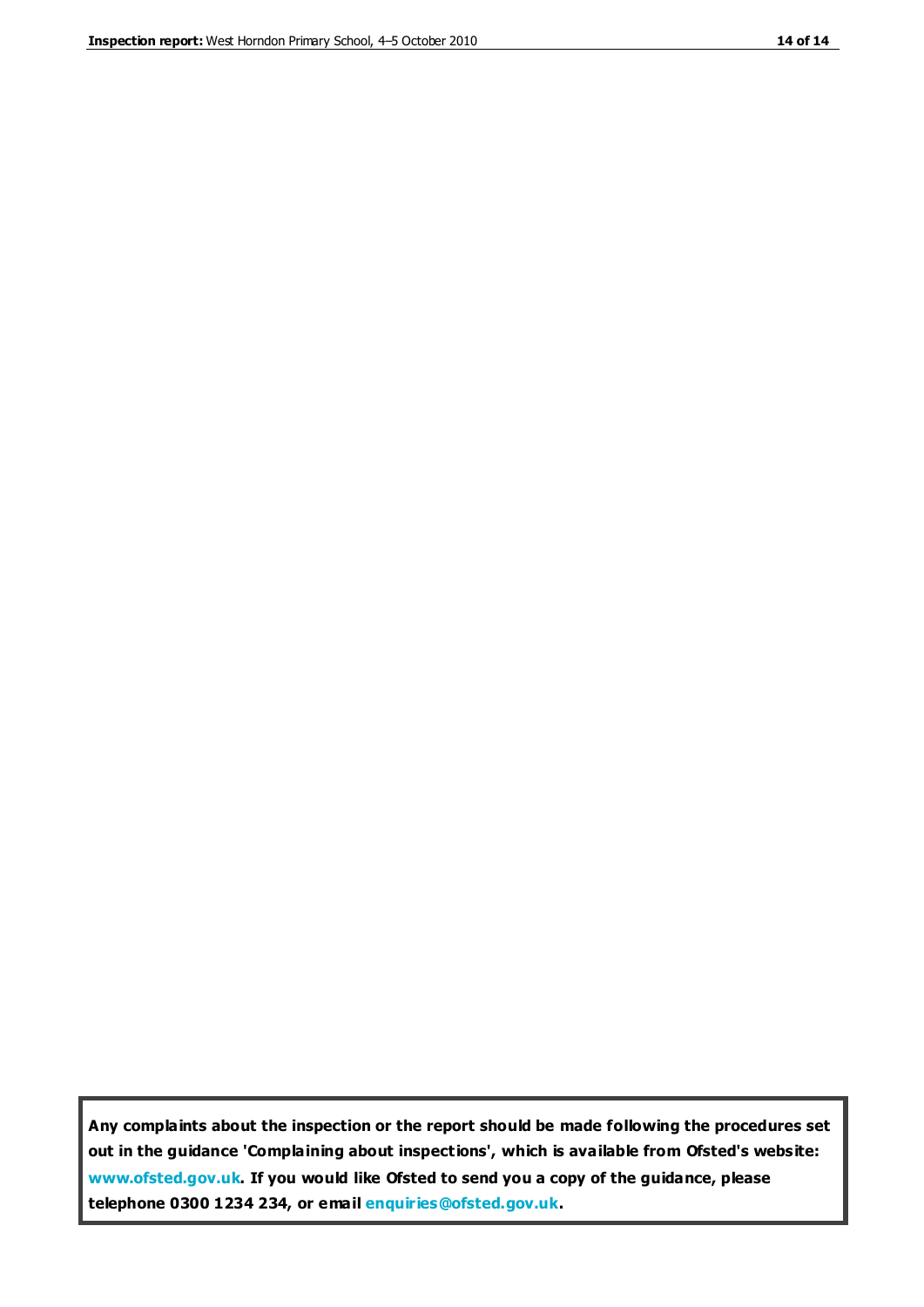**Any complaints about the inspection or the report should be made following the procedures set out in the guidance 'Complaining about inspections', which is available from Ofsted's website: www.ofsted.gov.uk. If you would like Ofsted to send you a copy of the guidance, please telephone 0300 1234 234, or email enquiries@ofsted.gov.uk.**